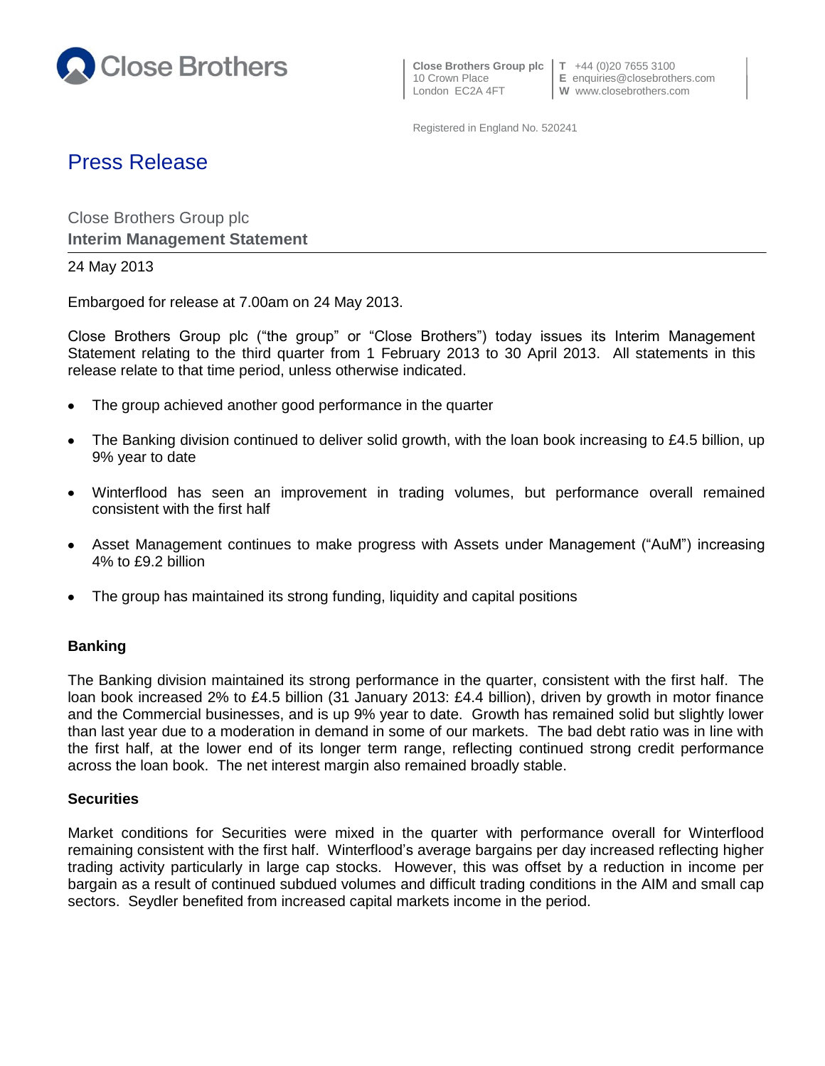Close Brothers

**Close Brothers Group plc**
10 Crown Place
London EC2A 4FT

**T** +44 (0)20 7655 3100
**E** enquiries@closebrothers.com
**W** www.closebrothers.com

Registered in England No. 520241

# Press Release

Close Brothers Group plc
**Interim Management Statement**

24 May 2013

Embargoed for release at 7.00am on 24 May 2013.

Close Brothers Group plc ("the group" or "Close Brothers") today issues its Interim Management Statement relating to the third quarter from 1 February 2013 to 30 April 2013. All statements in this release relate to that time period, unless otherwise indicated.

- The group achieved another good performance in the quarter
- The Banking division continued to deliver solid growth, with the loan book increasing to £4.5 billion, up 9% year to date
- Winterflood has seen an improvement in trading volumes, but performance overall remained consistent with the first half
- Asset Management continues to make progress with Assets under Management ("AuM") increasing 4% to £9.2 billion
- The group has maintained its strong funding, liquidity and capital positions

### Banking

The Banking division maintained its strong performance in the quarter, consistent with the first half. The loan book increased 2% to £4.5 billion (31 January 2013: £4.4 billion), driven by growth in motor finance and the Commercial businesses, and is up 9% year to date. Growth has remained solid but slightly lower than last year due to a moderation in demand in some of our markets. The bad debt ratio was in line with the first half, at the lower end of its longer term range, reflecting continued strong credit performance across the loan book. The net interest margin also remained broadly stable.

### Securities

Market conditions for Securities were mixed in the quarter with performance overall for Winterflood remaining consistent with the first half. Winterflood's average bargains per day increased reflecting higher trading activity particularly in large cap stocks. However, this was offset by a reduction in income per bargain as a result of continued subdued volumes and difficult trading conditions in the AIM and small cap sectors. Seydler benefited from increased capital markets income in the period.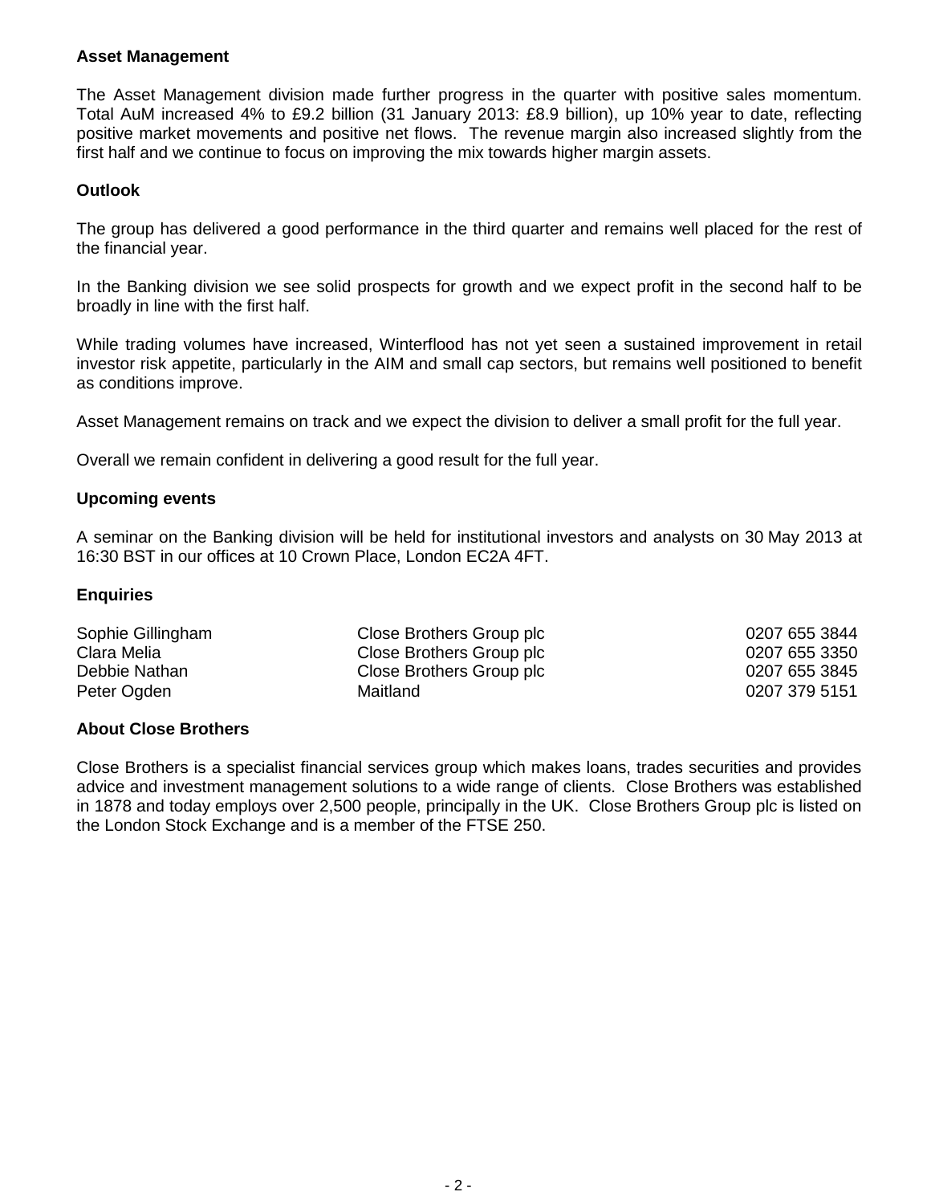**Asset Management**

The Asset Management division made further progress in the quarter with positive sales momentum. Total AuM increased 4% to £9.2 billion (31 January 2013: £8.9 billion), up 10% year to date, reflecting positive market movements and positive net flows. The revenue margin also increased slightly from the first half and we continue to focus on improving the mix towards higher margin assets.

**Outlook**

The group has delivered a good performance in the third quarter and remains well placed for the rest of the financial year.

In the Banking division we see solid prospects for growth and we expect profit in the second half to be broadly in line with the first half.

While trading volumes have increased, Winterflood has not yet seen a sustained improvement in retail investor risk appetite, particularly in the AIM and small cap sectors, but remains well positioned to benefit as conditions improve.

Asset Management remains on track and we expect the division to deliver a small profit for the full year.

Overall we remain confident in delivering a good result for the full year.

**Upcoming events**

A seminar on the Banking division will be held for institutional investors and analysts on 30 May 2013 at 16:30 BST in our offices at 10 Crown Place, London EC2A 4FT.

**Enquiries**

| | | |
|---|---|---|
| Sophie Gillingham | Close Brothers Group plc | 0207 655 3844 |
| Clara Melia | Close Brothers Group plc | 0207 655 3350 |
| Debbie Nathan | Close Brothers Group plc | 0207 655 3845 |
| Peter Ogden | Maitland | 0207 379 5151 |

**About Close Brothers**

Close Brothers is a specialist financial services group which makes loans, trades securities and provides advice and investment management solutions to a wide range of clients. Close Brothers was established in 1878 and today employs over 2,500 people, principally in the UK. Close Brothers Group plc is listed on the London Stock Exchange and is a member of the FTSE 250.